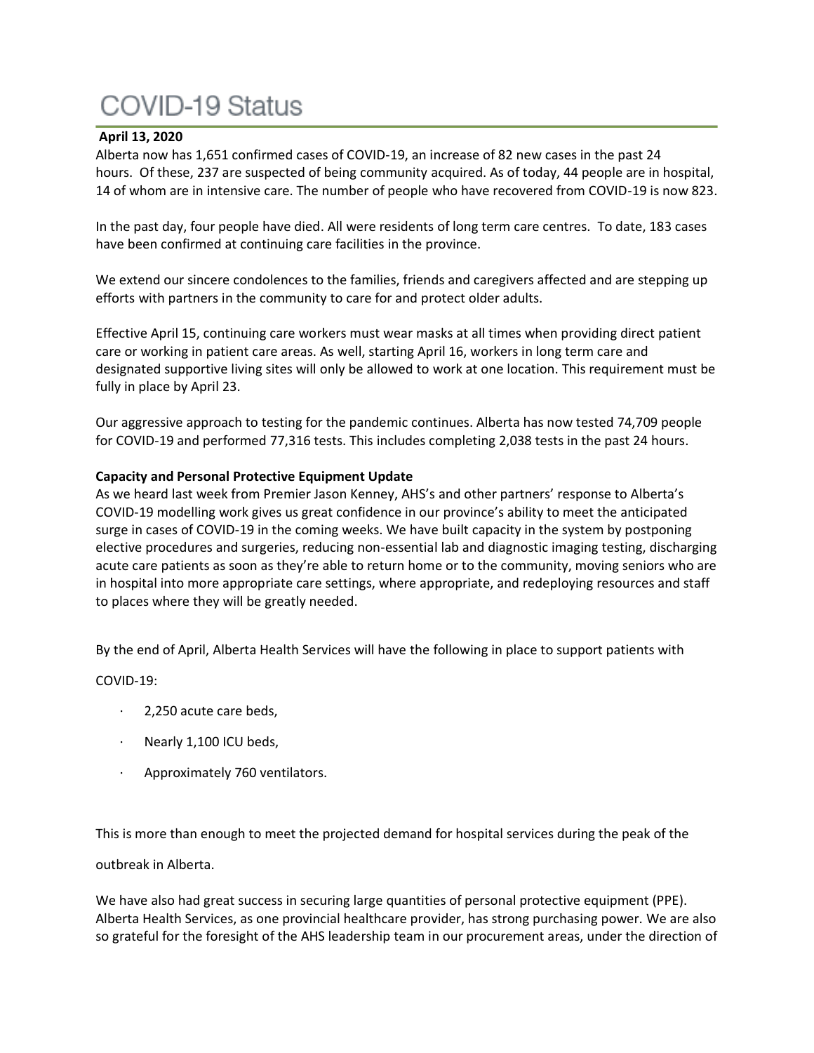# COVID-19 Status

**April 13, 2020**

Alberta now has 1,651 confirmed cases of COVID-19, an increase of 82 new cases in the past 24 hours. Of these, 237 are suspected of being community acquired. As of today, 44 people are in hospital, 14 of whom are in intensive care. The number of people who have recovered from COVID-19 is now 823.

In the past day, four people have died. All were residents of long term care centres. To date, 183 cases have been confirmed at continuing care facilities in the province.

We extend our sincere condolences to the families, friends and caregivers affected and are stepping up efforts with partners in the community to care for and protect older adults.

Effective April 15, continuing care workers must wear masks at all times when providing direct patient care or working in patient care areas. As well, starting April 16, workers in long term care and designated supportive living sites will only be allowed to work at one location. This requirement must be fully in place by April 23.

Our aggressive approach to testing for the pandemic continues. Alberta has now tested 74,709 people for COVID-19 and performed 77,316 tests. This includes completing 2,038 tests in the past 24 hours.

**Capacity and Personal Protective Equipment Update**

As we heard last week from Premier Jason Kenney, AHS's and other partners' response to Alberta's COVID-19 modelling work gives us great confidence in our province's ability to meet the anticipated surge in cases of COVID-19 in the coming weeks. We have built capacity in the system by postponing elective procedures and surgeries, reducing non-essential lab and diagnostic imaging testing, discharging acute care patients as soon as they're able to return home or to the community, moving seniors who are in hospital into more appropriate care settings, where appropriate, and redeploying resources and staff to places where they will be greatly needed.

By the end of April, Alberta Health Services will have the following in place to support patients with COVID-19:

- 2,250 acute care beds,
- Nearly 1,100 ICU beds,
- Approximately 760 ventilators.

This is more than enough to meet the projected demand for hospital services during the peak of the outbreak in Alberta.

We have also had great success in securing large quantities of personal protective equipment (PPE). Alberta Health Services, as one provincial healthcare provider, has strong purchasing power. We are also so grateful for the foresight of the AHS leadership team in our procurement areas, under the direction of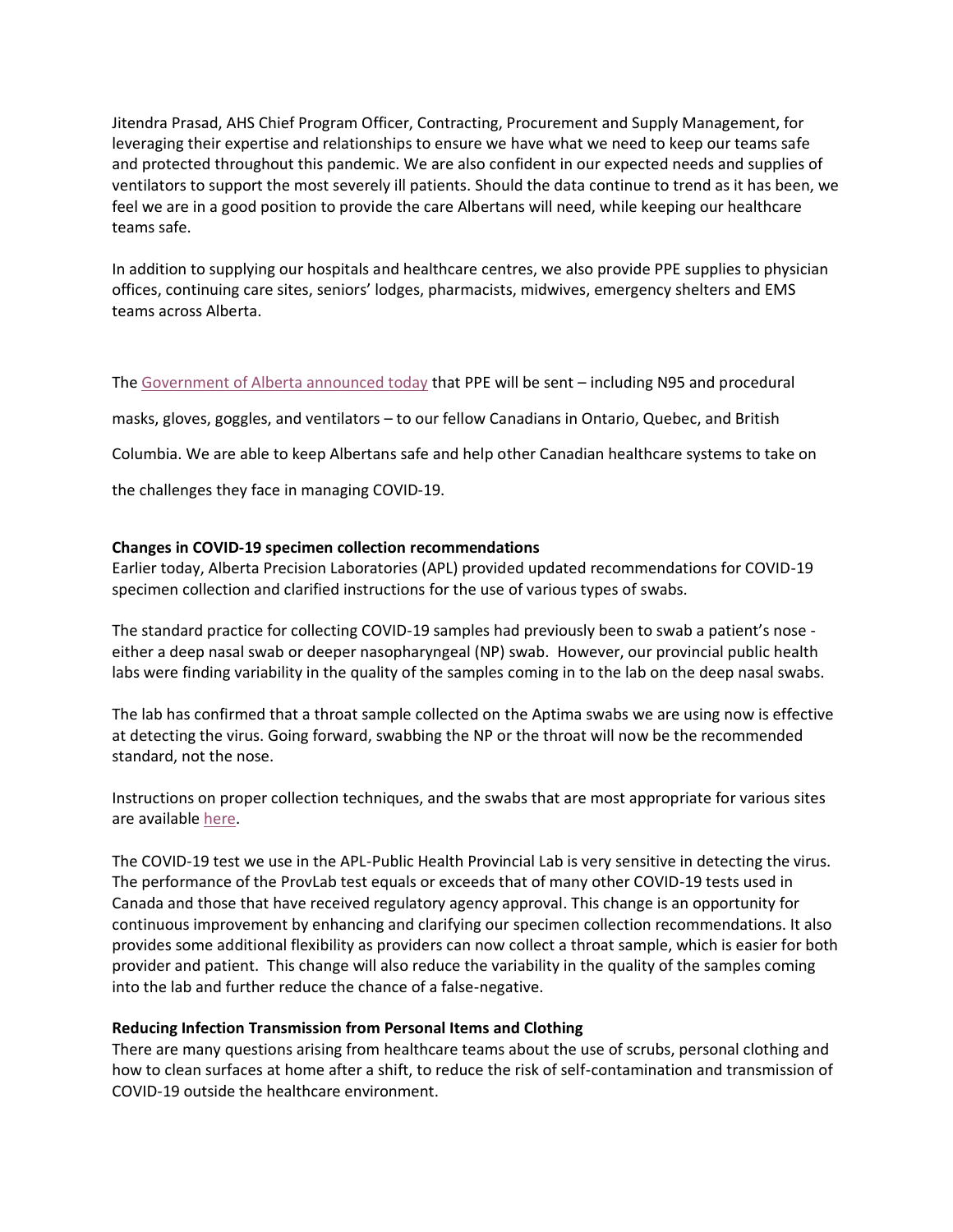Jitendra Prasad, AHS Chief Program Officer, Contracting, Procurement and Supply Management, for leveraging their expertise and relationships to ensure we have what we need to keep our teams safe and protected throughout this pandemic. We are also confident in our expected needs and supplies of ventilators to support the most severely ill patients. Should the data continue to trend as it has been, we feel we are in a good position to provide the care Albertans will need, while keeping our healthcare teams safe.

In addition to supplying our hospitals and healthcare centres, we also provide PPE supplies to physician offices, continuing care sites, seniors' lodges, pharmacists, midwives, emergency shelters and EMS teams across Alberta.

The Government of Alberta announced today that PPE will be sent – including N95 and procedural masks, gloves, goggles, and ventilators – to our fellow Canadians in Ontario, Quebec, and British Columbia. We are able to keep Albertans safe and help other Canadian healthcare systems to take on the challenges they face in managing COVID-19.

**Changes in COVID-19 specimen collection recommendations**

Earlier today, Alberta Precision Laboratories (APL) provided updated recommendations for COVID-19 specimen collection and clarified instructions for the use of various types of swabs.

The standard practice for collecting COVID-19 samples had previously been to swab a patient's nose - either a deep nasal swab or deeper nasopharyngeal (NP) swab. However, our provincial public health labs were finding variability in the quality of the samples coming in to the lab on the deep nasal swabs.

The lab has confirmed that a throat sample collected on the Aptima swabs we are using now is effective at detecting the virus. Going forward, swabbing the NP or the throat will now be the recommended standard, not the nose.

Instructions on proper collection techniques, and the swabs that are most appropriate for various sites are available here.

The COVID-19 test we use in the APL-Public Health Provincial Lab is very sensitive in detecting the virus. The performance of the ProvLab test equals or exceeds that of many other COVID-19 tests used in Canada and those that have received regulatory agency approval. This change is an opportunity for continuous improvement by enhancing and clarifying our specimen collection recommendations. It also provides some additional flexibility as providers can now collect a throat sample, which is easier for both provider and patient. This change will also reduce the variability in the quality of the samples coming into the lab and further reduce the chance of a false-negative.

**Reducing Infection Transmission from Personal Items and Clothing**

There are many questions arising from healthcare teams about the use of scrubs, personal clothing and how to clean surfaces at home after a shift, to reduce the risk of self-contamination and transmission of COVID-19 outside the healthcare environment.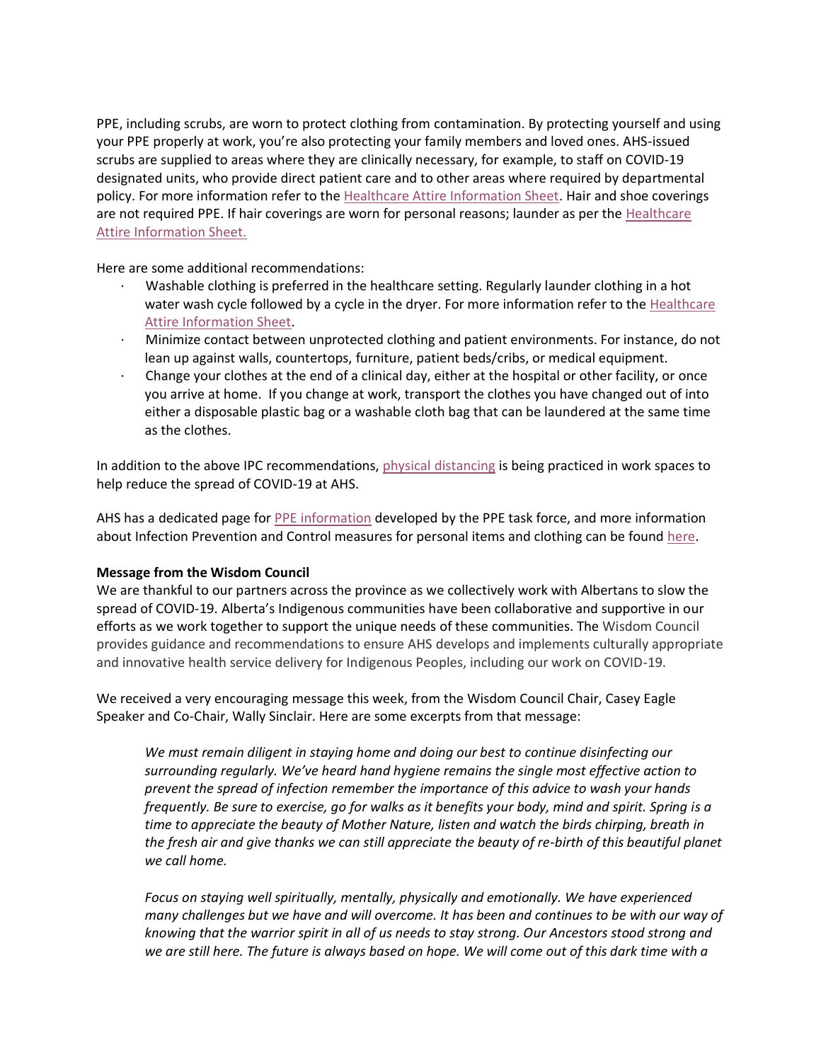PPE, including scrubs, are worn to protect clothing from contamination. By protecting yourself and using your PPE properly at work, you're also protecting your family members and loved ones. AHS-issued scrubs are supplied to areas where they are clinically necessary, for example, to staff on COVID-19 designated units, who provide direct patient care and to other areas where required by departmental policy. For more information refer to the Healthcare Attire Information Sheet. Hair and shoe coverings are not required PPE. If hair coverings are worn for personal reasons; launder as per the Healthcare Attire Information Sheet.

Here are some additional recommendations:

- Washable clothing is preferred in the healthcare setting. Regularly launder clothing in a hot water wash cycle followed by a cycle in the dryer. For more information refer to the Healthcare Attire Information Sheet.
- Minimize contact between unprotected clothing and patient environments. For instance, do not lean up against walls, countertops, furniture, patient beds/cribs, or medical equipment.
- Change your clothes at the end of a clinical day, either at the hospital or other facility, or once you arrive at home. If you change at work, transport the clothes you have changed out of into either a disposable plastic bag or a washable cloth bag that can be laundered at the same time as the clothes.

In addition to the above IPC recommendations, physical distancing is being practiced in work spaces to help reduce the spread of COVID-19 at AHS.

AHS has a dedicated page for PPE information developed by the PPE task force, and more information about Infection Prevention and Control measures for personal items and clothing can be found here.

**Message from the Wisdom Council**

We are thankful to our partners across the province as we collectively work with Albertans to slow the spread of COVID-19. Alberta's Indigenous communities have been collaborative and supportive in our efforts as we work together to support the unique needs of these communities. The Wisdom Council provides guidance and recommendations to ensure AHS develops and implements culturally appropriate and innovative health service delivery for Indigenous Peoples, including our work on COVID-19.

We received a very encouraging message this week, from the Wisdom Council Chair, Casey Eagle Speaker and Co-Chair, Wally Sinclair. Here are some excerpts from that message:

> *We must remain diligent in staying home and doing our best to continue disinfecting our surrounding regularly. We've heard hand hygiene remains the single most effective action to prevent the spread of infection remember the importance of this advice to wash your hands frequently. Be sure to exercise, go for walks as it benefits your body, mind and spirit. Spring is a time to appreciate the beauty of Mother Nature, listen and watch the birds chirping, breath in the fresh air and give thanks we can still appreciate the beauty of re-birth of this beautiful planet we call home.*
>
> *Focus on staying well spiritually, mentally, physically and emotionally. We have experienced many challenges but we have and will overcome. It has been and continues to be with our way of knowing that the warrior spirit in all of us needs to stay strong. Our Ancestors stood strong and we are still here. The future is always based on hope. We will come out of this dark time with a*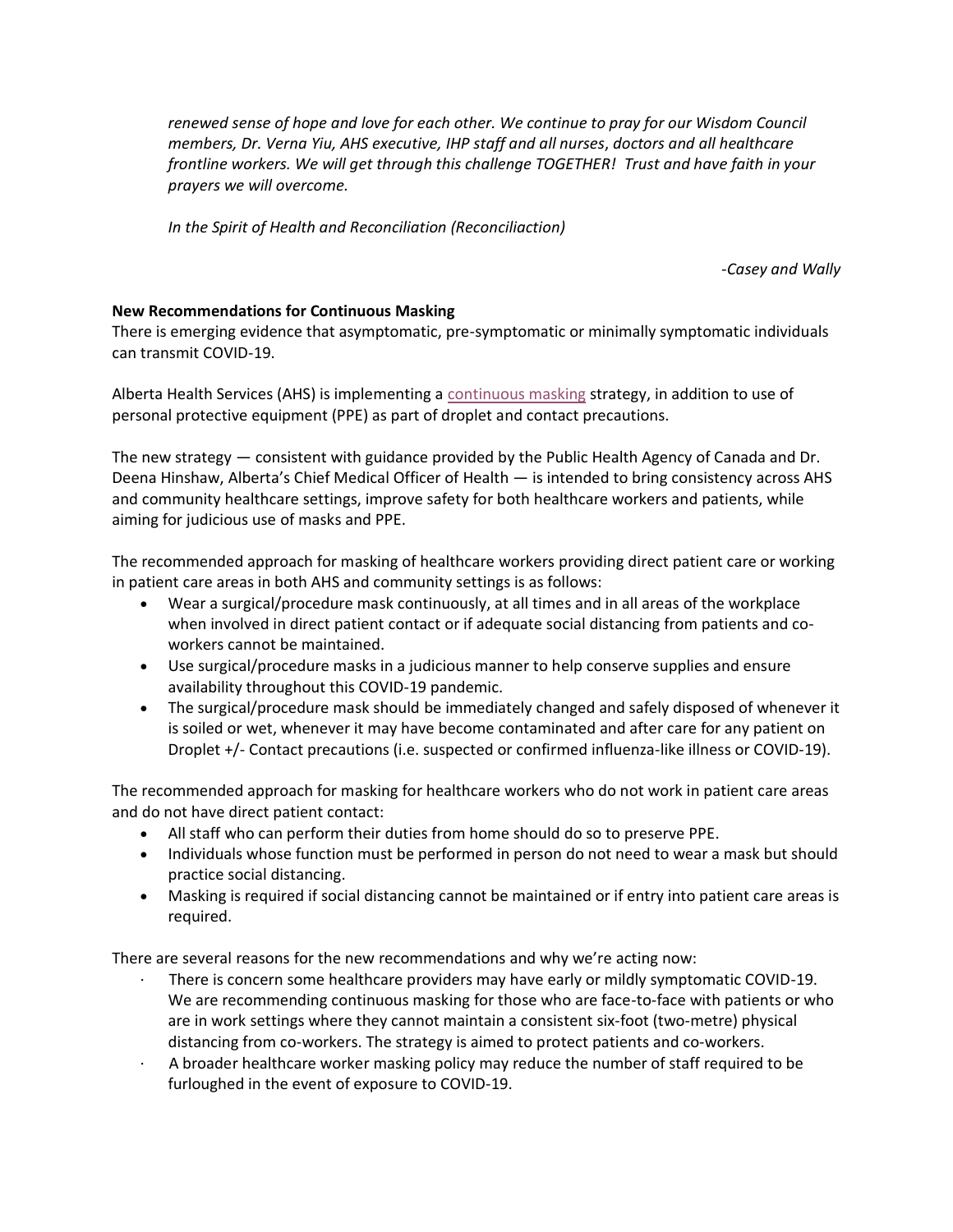*renewed sense of hope and love for each other. We continue to pray for our Wisdom Council members, Dr. Verna Yiu, AHS executive, IHP staff and all nurses, doctors and all healthcare frontline workers. We will get through this challenge TOGETHER! Trust and have faith in your prayers we will overcome.*

*In the Spirit of Health and Reconciliation (Reconciliaction)*

*-Casey and Wally*

**New Recommendations for Continuous Masking**

There is emerging evidence that asymptomatic, pre-symptomatic or minimally symptomatic individuals can transmit COVID-19.

Alberta Health Services (AHS) is implementing a continuous masking strategy, in addition to use of personal protective equipment (PPE) as part of droplet and contact precautions.

The new strategy — consistent with guidance provided by the Public Health Agency of Canada and Dr. Deena Hinshaw, Alberta's Chief Medical Officer of Health — is intended to bring consistency across AHS and community healthcare settings, improve safety for both healthcare workers and patients, while aiming for judicious use of masks and PPE.

The recommended approach for masking of healthcare workers providing direct patient care or working in patient care areas in both AHS and community settings is as follows:

- Wear a surgical/procedure mask continuously, at all times and in all areas of the workplace when involved in direct patient contact or if adequate social distancing from patients and co-workers cannot be maintained.
- Use surgical/procedure masks in a judicious manner to help conserve supplies and ensure availability throughout this COVID-19 pandemic.
- The surgical/procedure mask should be immediately changed and safely disposed of whenever it is soiled or wet, whenever it may have become contaminated and after care for any patient on Droplet +/- Contact precautions (i.e. suspected or confirmed influenza-like illness or COVID-19).

The recommended approach for masking for healthcare workers who do not work in patient care areas and do not have direct patient contact:

- All staff who can perform their duties from home should do so to preserve PPE.
- Individuals whose function must be performed in person do not need to wear a mask but should practice social distancing.
- Masking is required if social distancing cannot be maintained or if entry into patient care areas is required.

There are several reasons for the new recommendations and why we're acting now:

- There is concern some healthcare providers may have early or mildly symptomatic COVID-19. We are recommending continuous masking for those who are face-to-face with patients or who are in work settings where they cannot maintain a consistent six-foot (two-metre) physical distancing from co-workers. The strategy is aimed to protect patients and co-workers.
- A broader healthcare worker masking policy may reduce the number of staff required to be furloughed in the event of exposure to COVID-19.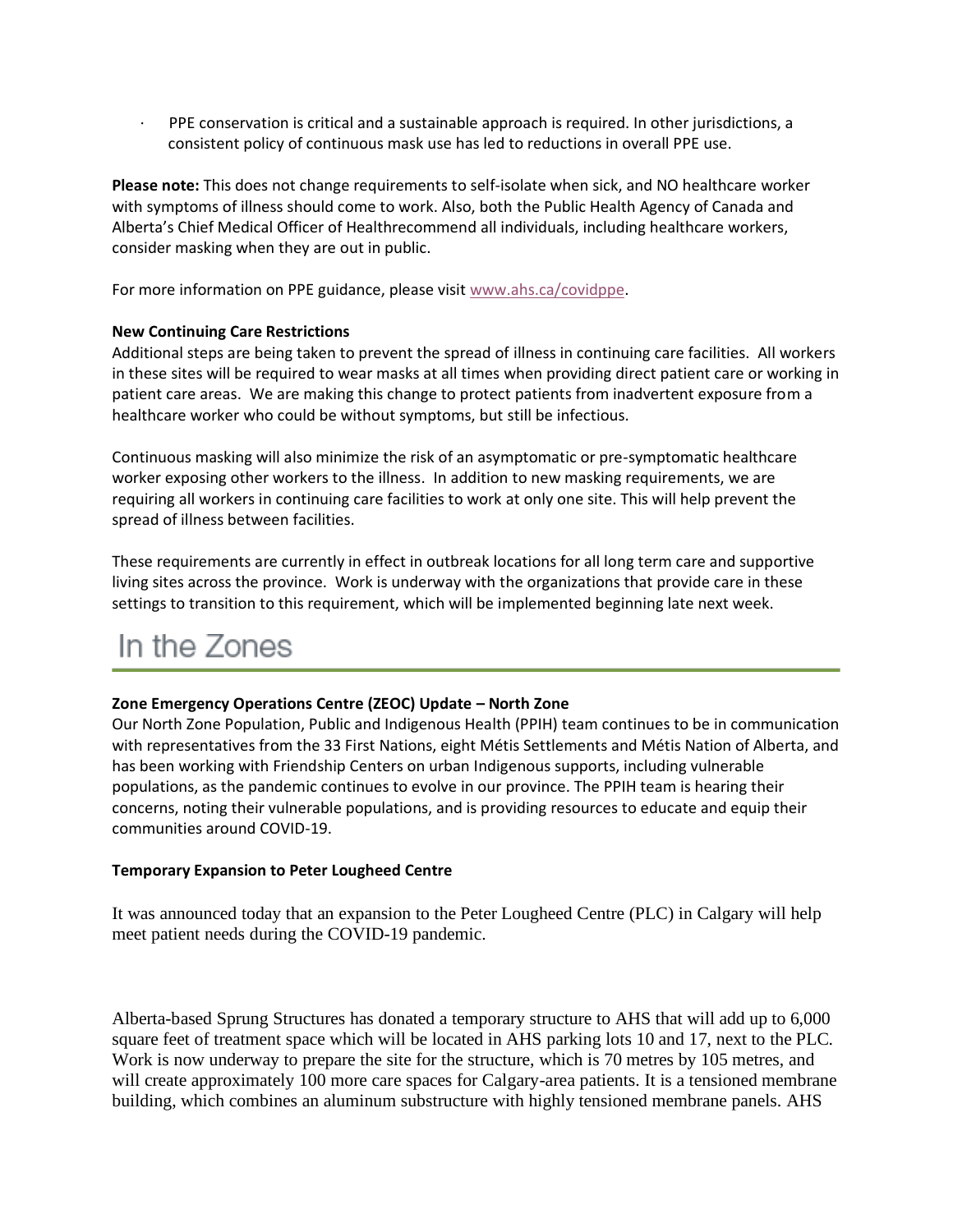- PPE conservation is critical and a sustainable approach is required. In other jurisdictions, a consistent policy of continuous mask use has led to reductions in overall PPE use.

**Please note:** This does not change requirements to self-isolate when sick, and NO healthcare worker with symptoms of illness should come to work. Also, both the Public Health Agency of Canada and Alberta's Chief Medical Officer of Healthrecommend all individuals, including healthcare workers, consider masking when they are out in public.

For more information on PPE guidance, please visit [www.ahs.ca/covidppe](www.ahs.ca/covidppe).

**New Continuing Care Restrictions**

Additional steps are being taken to prevent the spread of illness in continuing care facilities. All workers in these sites will be required to wear masks at all times when providing direct patient care or working in patient care areas. We are making this change to protect patients from inadvertent exposure from a healthcare worker who could be without symptoms, but still be infectious.

Continuous masking will also minimize the risk of an asymptomatic or pre-symptomatic healthcare worker exposing other workers to the illness. In addition to new masking requirements, we are requiring all workers in continuing care facilities to work at only one site. This will help prevent the spread of illness between facilities.

These requirements are currently in effect in outbreak locations for all long term care and supportive living sites across the province. Work is underway with the organizations that provide care in these settings to transition to this requirement, which will be implemented beginning late next week.

# In the Zones

**Zone Emergency Operations Centre (ZEOC) Update – North Zone**

Our North Zone Population, Public and Indigenous Health (PPIH) team continues to be in communication with representatives from the 33 First Nations, eight Métis Settlements and Métis Nation of Alberta, and has been working with Friendship Centers on urban Indigenous supports, including vulnerable populations, as the pandemic continues to evolve in our province. The PPIH team is hearing their concerns, noting their vulnerable populations, and is providing resources to educate and equip their communities around COVID-19.

**Temporary Expansion to Peter Lougheed Centre**

It was announced today that an expansion to the Peter Lougheed Centre (PLC) in Calgary will help meet patient needs during the COVID-19 pandemic.

Alberta-based Sprung Structures has donated a temporary structure to AHS that will add up to 6,000 square feet of treatment space which will be located in AHS parking lots 10 and 17, next to the PLC. Work is now underway to prepare the site for the structure, which is 70 metres by 105 metres, and will create approximately 100 more care spaces for Calgary-area patients. It is a tensioned membrane building, which combines an aluminum substructure with highly tensioned membrane panels. AHS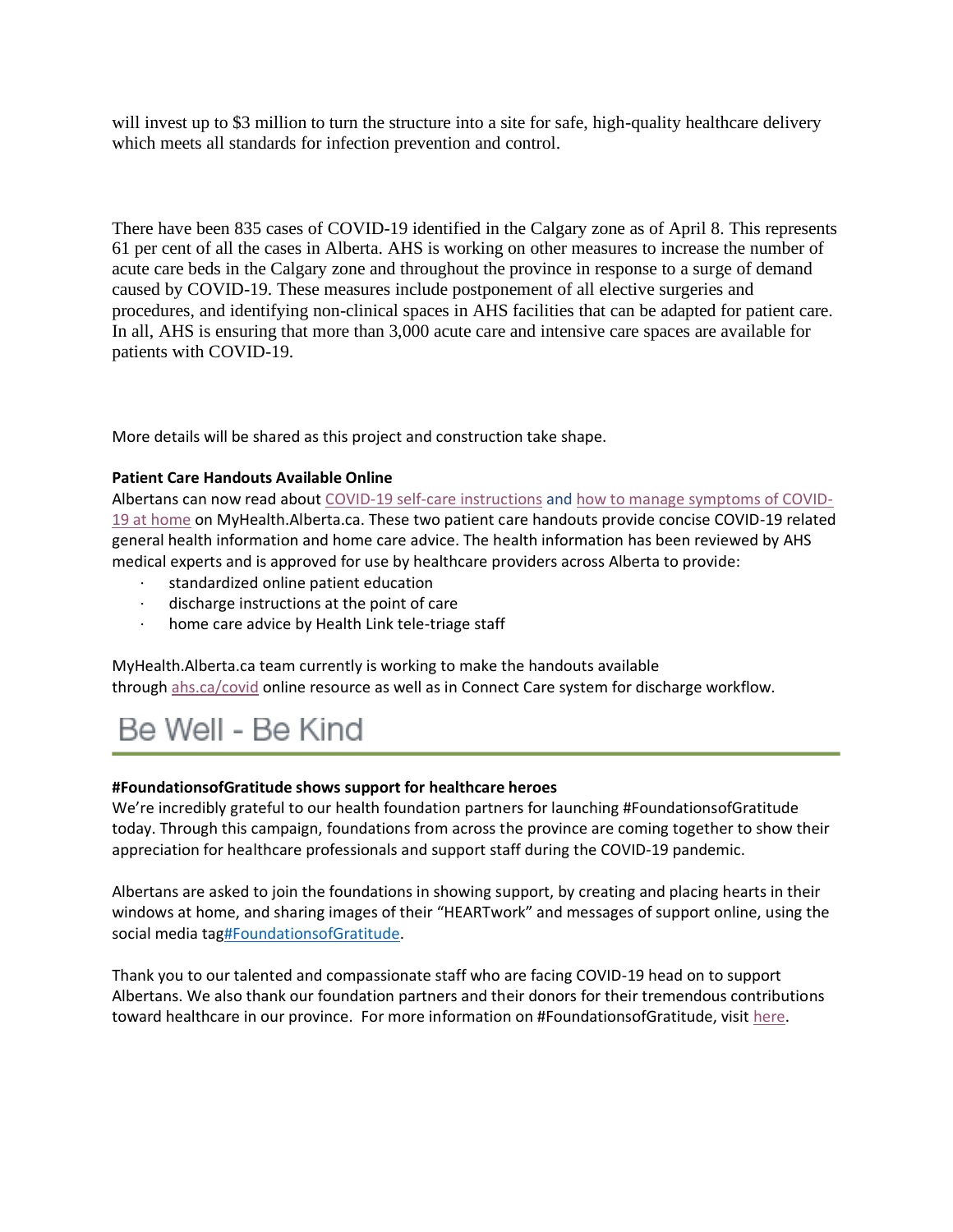will invest up to $3 million to turn the structure into a site for safe, high-quality healthcare delivery which meets all standards for infection prevention and control.

There have been 835 cases of COVID-19 identified in the Calgary zone as of April 8. This represents 61 per cent of all the cases in Alberta. AHS is working on other measures to increase the number of acute care beds in the Calgary zone and throughout the province in response to a surge of demand caused by COVID-19. These measures include postponement of all elective surgeries and procedures, and identifying non-clinical spaces in AHS facilities that can be adapted for patient care. In all, AHS is ensuring that more than 3,000 acute care and intensive care spaces are available for patients with COVID-19.

More details will be shared as this project and construction take shape.

**Patient Care Handouts Available Online**

Albertans can now read about COVID-19 self-care instructions and how to manage symptoms of COVID-19 at home on MyHealth.Alberta.ca. These two patient care handouts provide concise COVID-19 related general health information and home care advice. The health information has been reviewed by AHS medical experts and is approved for use by healthcare providers across Alberta to provide:

- standardized online patient education
- discharge instructions at the point of care
- home care advice by Health Link tele-triage staff

MyHealth.Alberta.ca team currently is working to make the handouts available through ahs.ca/covid online resource as well as in Connect Care system for discharge workflow.

# Be Well - Be Kind

**#FoundationsofGratitude shows support for healthcare heroes**

We're incredibly grateful to our health foundation partners for launching #FoundationsofGratitude today. Through this campaign, foundations from across the province are coming together to show their appreciation for healthcare professionals and support staff during the COVID-19 pandemic.

Albertans are asked to join the foundations in showing support, by creating and placing hearts in their windows at home, and sharing images of their "HEARTwork" and messages of support online, using the social media tag#FoundationsofGratitude.

Thank you to our talented and compassionate staff who are facing COVID-19 head on to support Albertans. We also thank our foundation partners and their donors for their tremendous contributions toward healthcare in our province. For more information on #FoundationsofGratitude, visit here.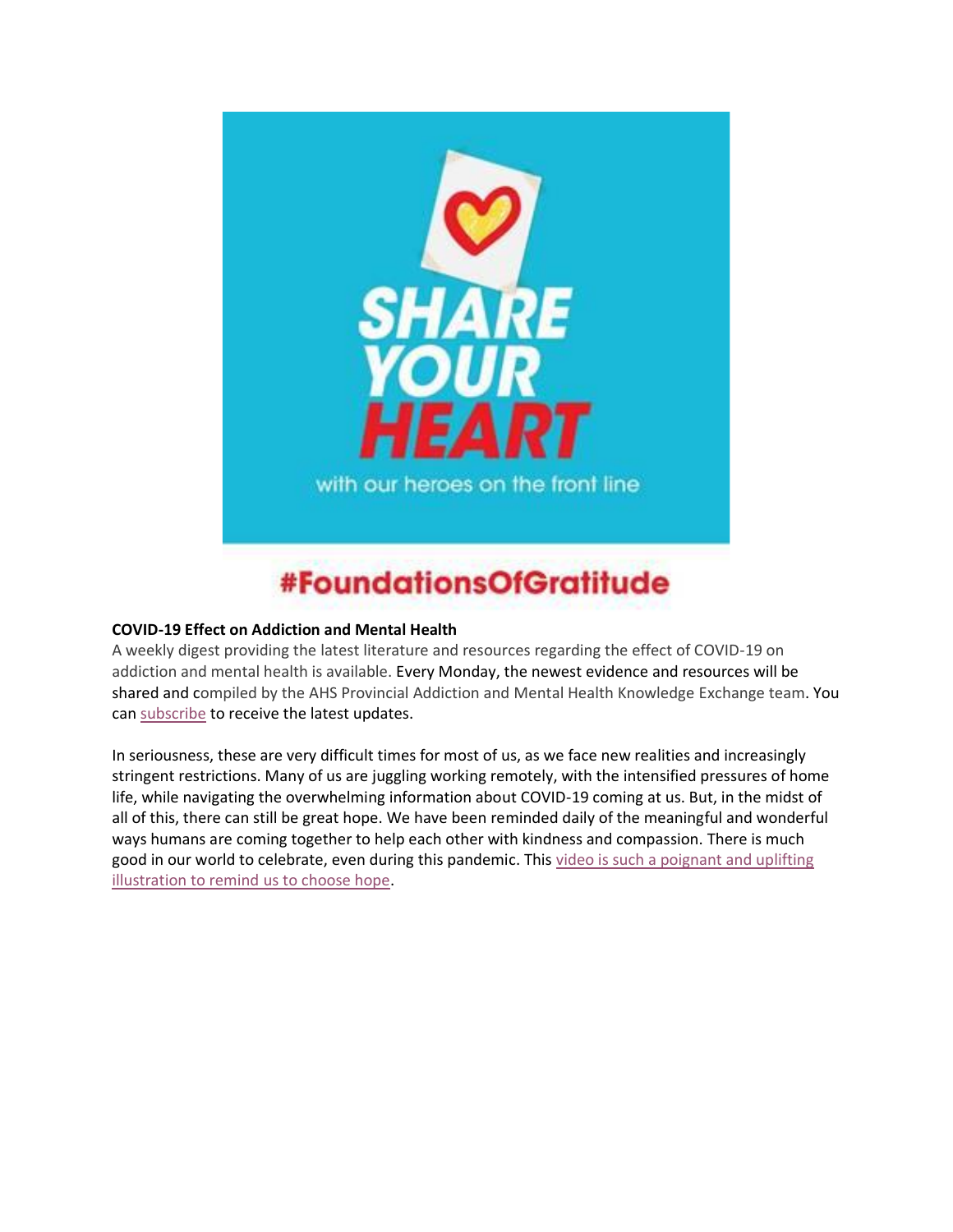SHARE YOUR HEART

with our heroes on the front line

#FoundationsOfGratitude

**COVID-19 Effect on Addiction and Mental Health**

A weekly digest providing the latest literature and resources regarding the effect of COVID-19 on addiction and mental health is available. Every Monday, the newest evidence and resources will be shared and compiled by the AHS Provincial Addiction and Mental Health Knowledge Exchange team. You can subscribe to receive the latest updates.

In seriousness, these are very difficult times for most of us, as we face new realities and increasingly stringent restrictions. Many of us are juggling working remotely, with the intensified pressures of home life, while navigating the overwhelming information about COVID-19 coming at us. But, in the midst of all of this, there can still be great hope. We have been reminded daily of the meaningful and wonderful ways humans are coming together to help each other with kindness and compassion. There is much good in our world to celebrate, even during this pandemic. This video is such a poignant and uplifting illustration to remind us to choose hope.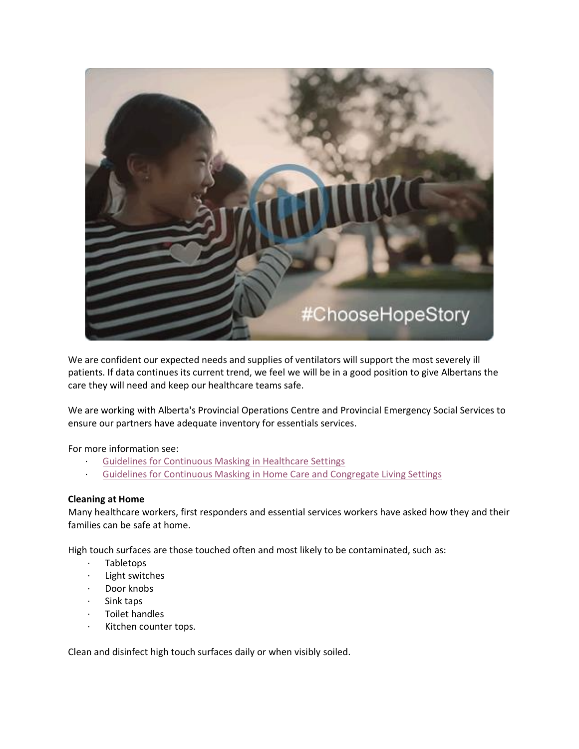We are confident our expected needs and supplies of ventilators will support the most severely ill patients. If data continues its current trend, we feel we will be in a good position to give Albertans the care they will need and keep our healthcare teams safe.

We are working with Alberta's Provincial Operations Centre and Provincial Emergency Social Services to ensure our partners have adequate inventory for essentials services.

For more information see:

- Guidelines for Continuous Masking in Healthcare Settings
- Guidelines for Continuous Masking in Home Care and Congregate Living Settings

**Cleaning at Home**

Many healthcare workers, first responders and essential services workers have asked how they and their families can be safe at home.

High touch surfaces are those touched often and most likely to be contaminated, such as:

- Tabletops
- Light switches
- Door knobs
- Sink taps
- Toilet handles
- Kitchen counter tops.

Clean and disinfect high touch surfaces daily or when visibly soiled.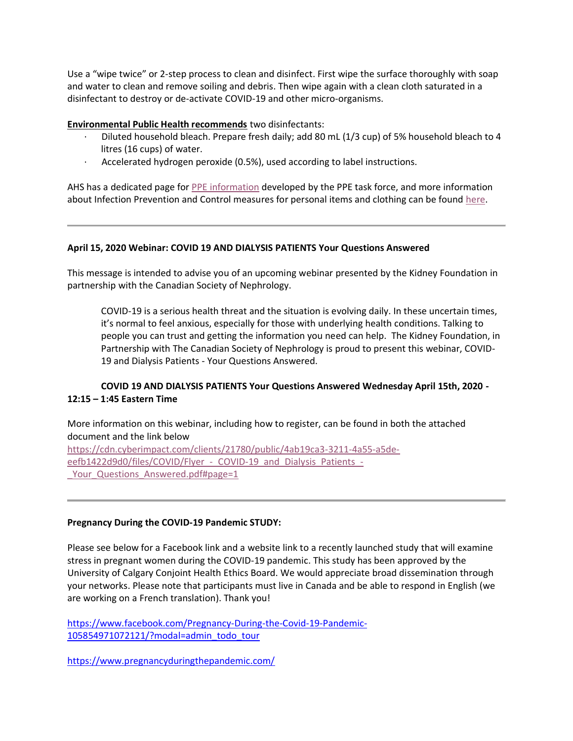Use a "wipe twice" or 2-step process to clean and disinfect. First wipe the surface thoroughly with soap and water to clean and remove soiling and debris. Then wipe again with a clean cloth saturated in a disinfectant to destroy or de-activate COVID-19 and other micro-organisms.

**Environmental Public Health recommends** two disinfectants:

- Diluted household bleach. Prepare fresh daily; add 80 mL (1/3 cup) of 5% household bleach to 4 litres (16 cups) of water.
- Accelerated hydrogen peroxide (0.5%), used according to label instructions.

AHS has a dedicated page for PPE information developed by the PPE task force, and more information about Infection Prevention and Control measures for personal items and clothing can be found here.

---

**April 15, 2020 Webinar: COVID 19 AND DIALYSIS PATIENTS Your Questions Answered**

This message is intended to advise you of an upcoming webinar presented by the Kidney Foundation in partnership with the Canadian Society of Nephrology.

> COVID-19 is a serious health threat and the situation is evolving daily. In these uncertain times, it's normal to feel anxious, especially for those with underlying health conditions. Talking to people you can trust and getting the information you need can help. The Kidney Foundation, in Partnership with The Canadian Society of Nephrology is proud to present this webinar, COVID-19 and Dialysis Patients - Your Questions Answered.

**COVID 19 AND DIALYSIS PATIENTS Your Questions Answered Wednesday April 15th, 2020 - 12:15 – 1:45 Eastern Time**

More information on this webinar, including how to register, can be found in both the attached document and the link below
https://cdn.cyberimpact.com/clients/21780/public/4ab19ca3-3211-4a55-a5de-eefb1422d9d0/files/COVID/Flyer_-_COVID-19_and_Dialysis_Patients_-_Your_Questions_Answered.pdf#page=1

---

**Pregnancy During the COVID-19 Pandemic STUDY:**

Please see below for a Facebook link and a website link to a recently launched study that will examine stress in pregnant women during the COVID-19 pandemic. This study has been approved by the University of Calgary Conjoint Health Ethics Board. We would appreciate broad dissemination through your networks. Please note that participants must live in Canada and be able to respond in English (we are working on a French translation). Thank you!

https://www.facebook.com/Pregnancy-During-the-Covid-19-Pandemic-105854971072121/?modal=admin_todo_tour

https://www.pregnancyduringthepandemic.com/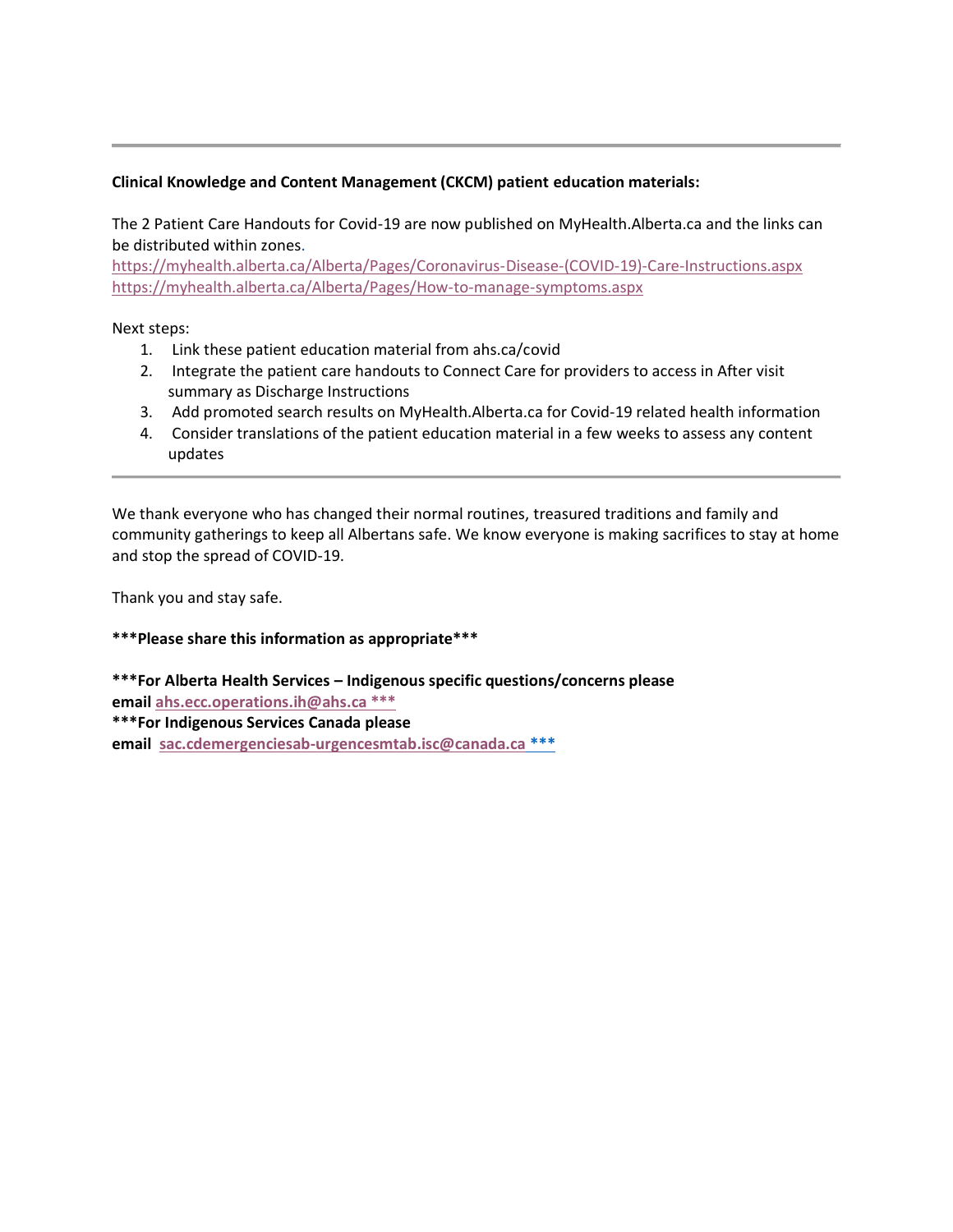---

**Clinical Knowledge and Content Management (CKCM) patient education materials:**

The 2 Patient Care Handouts for Covid-19 are now published on MyHealth.Alberta.ca and the links can be distributed within zones.
https://myhealth.alberta.ca/Alberta/Pages/Coronavirus-Disease-(COVID-19)-Care-Instructions.aspx
https://myhealth.alberta.ca/Alberta/Pages/How-to-manage-symptoms.aspx

Next steps:

1. Link these patient education material from ahs.ca/covid
2. Integrate the patient care handouts to Connect Care for providers to access in After visit summary as Discharge Instructions
3. Add promoted search results on MyHealth.Alberta.ca for Covid-19 related health information
4. Consider translations of the patient education material in a few weeks to assess any content updates

---

We thank everyone who has changed their normal routines, treasured traditions and family and community gatherings to keep all Albertans safe. We know everyone is making sacrifices to stay at home and stop the spread of COVID-19.

Thank you and stay safe.

**\*\*\*Please share this information as appropriate\*\*\***

**\*\*\*For Alberta Health Services – Indigenous specific questions/concerns please email ahs.ecc.operations.ih@ahs.ca \*\*\***
**\*\*\*For Indigenous Services Canada please email sac.cdemergenciesab-urgencesmtab.isc@canada.ca \*\*\***